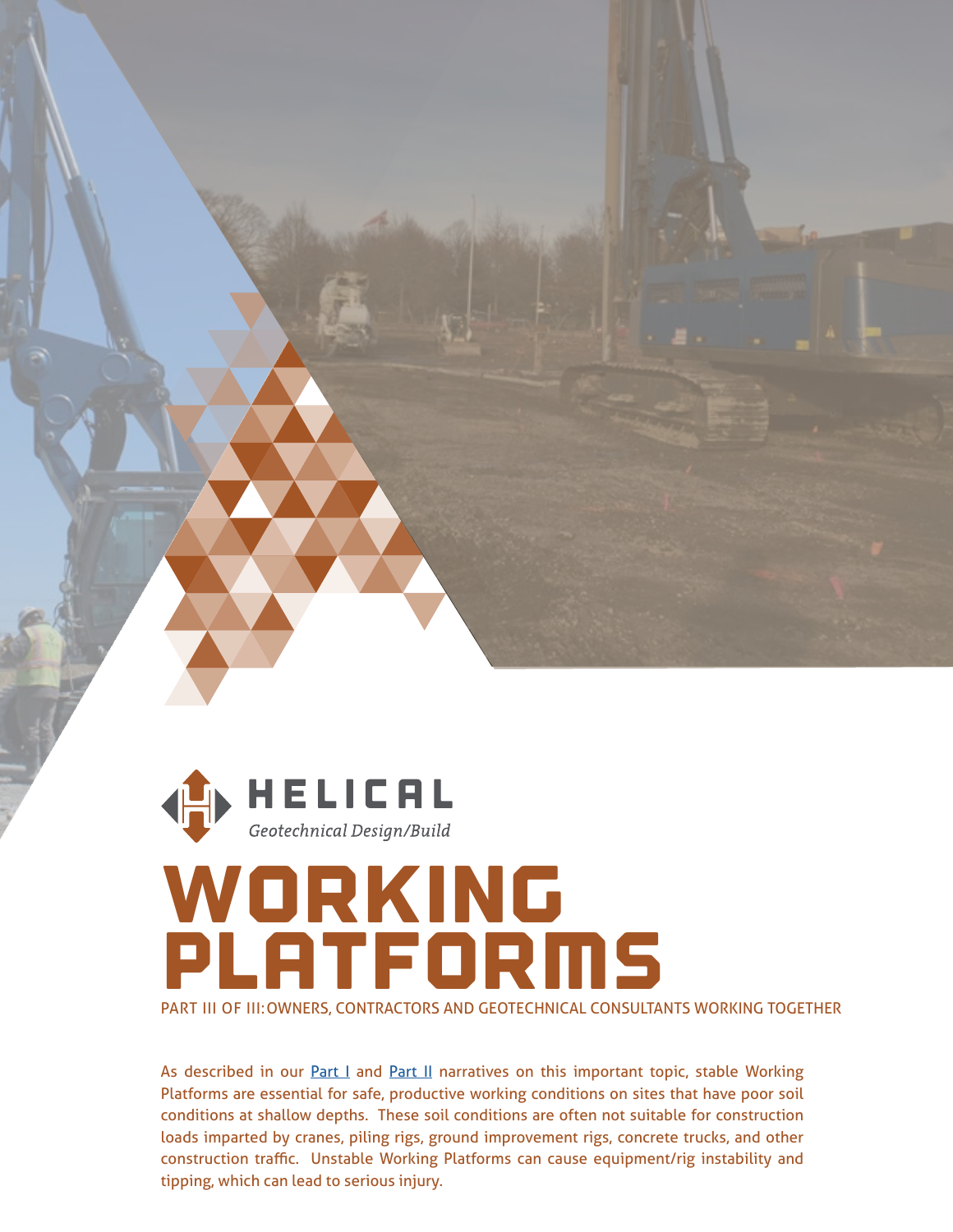HELICAL

*Geotechnical Design/Build*

# WORKING PLATFORMS

PART III OF III: OWNERS, CONTRACTORS AND GEOTECHNICAL CONSULTANTS WORKING TOGETHER

As described in our Part I and Part II narratives on this important topic, stable Working Platforms are essential for safe, productive working conditions on sites that have poor soil conditions at shallow depths. These soil conditions are often not suitable for construction loads imparted by cranes, piling rigs, ground improvement rigs, concrete trucks, and other construction traffic. Unstable Working Platforms can cause equipment/rig instability and tipping, which can lead to serious injury.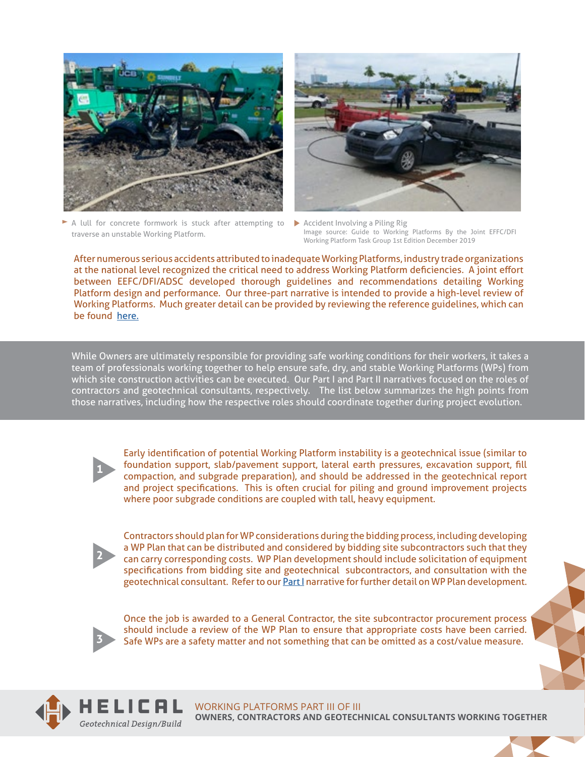A lull for concrete formwork is stuck after attempting to traverse an unstable Working Platform.

Accident Involving a Piling Rig
Image source: Guide to Working Platforms By the Joint EFFC/DFI Working Platform Task Group 1st Edition December 2019

After numerous serious accidents attributed to inadequate Working Platforms, industry trade organizations at the national level recognized the critical need to address Working Platform deficiencies. A joint effort between EEFC/DFI/ADSC developed thorough guidelines and recommendations detailing Working Platform design and performance. Our three-part narrative is intended to provide a high-level review of Working Platforms. Much greater detail can be provided by reviewing the reference guidelines, which can be found [here.]

While Owners are ultimately responsible for providing safe working conditions for their workers, it takes a team of professionals working together to help ensure safe, dry, and stable Working Platforms (WPs) from which site construction activities can be executed. Our Part I and Part II narratives focused on the roles of contractors and geotechnical consultants, respectively. The list below summarizes the high points from those narratives, including how the respective roles should coordinate together during project evolution.

1. Early identification of potential Working Platform instability is a geotechnical issue (similar to foundation support, slab/pavement support, lateral earth pressures, excavation support, fill compaction, and subgrade preparation), and should be addressed in the geotechnical report and project specifications. This is often crucial for piling and ground improvement projects where poor subgrade conditions are coupled with tall, heavy equipment.

2. Contractors should plan for WP considerations during the bidding process, including developing a WP Plan that can be distributed and considered by bidding site subcontractors such that they can carry corresponding costs. WP Plan development should include solicitation of equipment specifications from bidding site and geotechnical subcontractors, and consultation with the geotechnical consultant. Refer to our [Part I] narrative for further detail on WP Plan development.

3. Once the job is awarded to a General Contractor, the site subcontractor procurement process should include a review of the WP Plan to ensure that appropriate costs have been carried. Safe WPs are a safety matter and not something that can be omitted as a cost/value measure.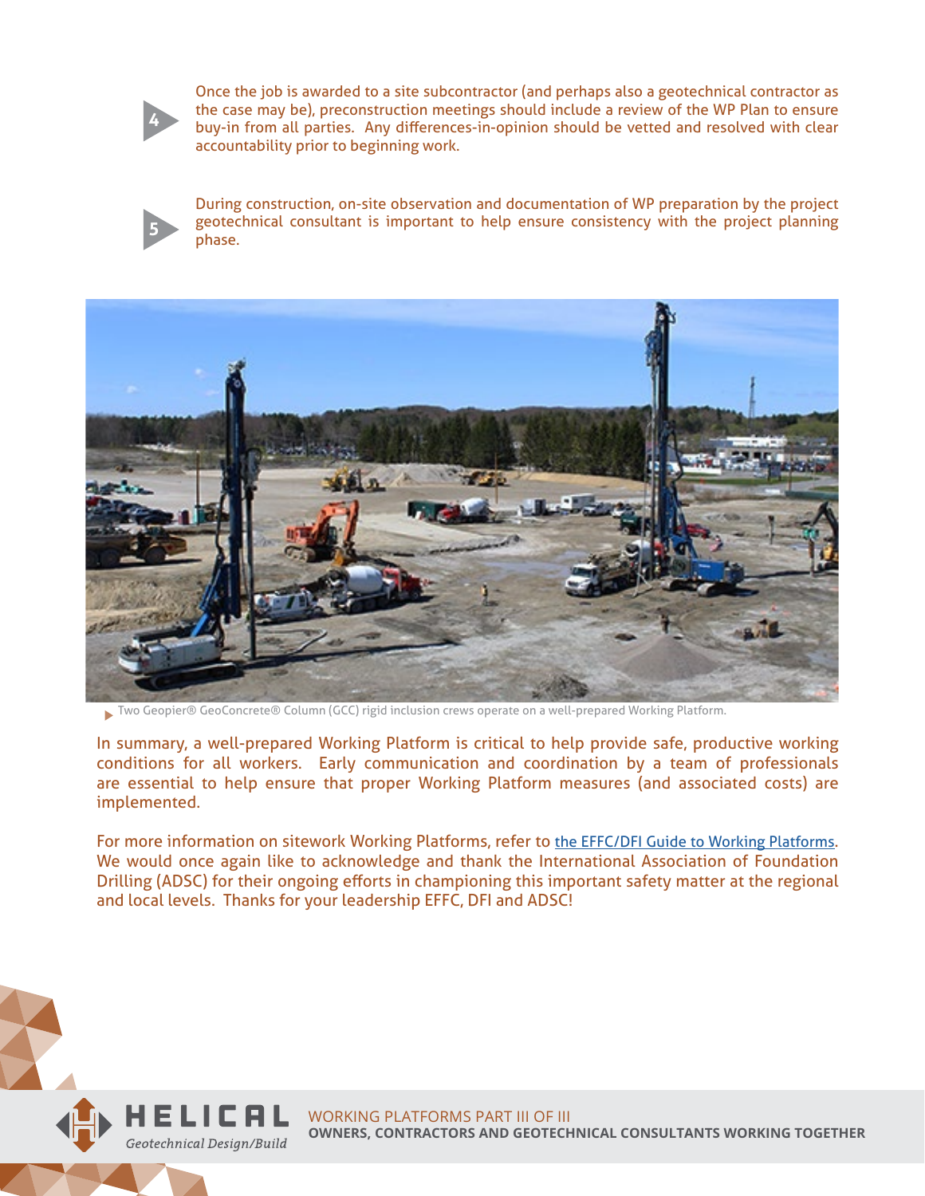4. Once the job is awarded to a site subcontractor (and perhaps also a geotechnical contractor as the case may be), preconstruction meetings should include a review of the WP Plan to ensure buy-in from all parties. Any differences-in-opinion should be vetted and resolved with clear accountability prior to beginning work.

5. During construction, on-site observation and documentation of WP preparation by the project geotechnical consultant is important to help ensure consistency with the project planning phase.

Two Geopier® GeoConcrete® Column (GCC) rigid inclusion crews operate on a well-prepared Working Platform.

In summary, a well-prepared Working Platform is critical to help provide safe, productive working conditions for all workers. Early communication and coordination by a team of professionals are essential to help ensure that proper Working Platform measures (and associated costs) are implemented.

For more information on sitework Working Platforms, refer to the EFFC/DFI Guide to Working Platforms. We would once again like to acknowledge and thank the International Association of Foundation Drilling (ADSC) for their ongoing efforts in championing this important safety matter at the regional and local levels. Thanks for your leadership EFFC, DFI and ADSC!